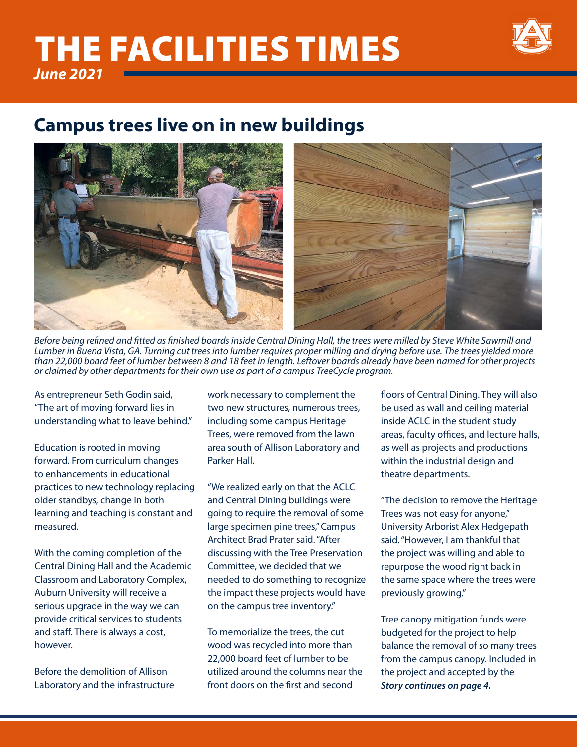# THE FACILITIES TIMES

***June 2021***

## Campus trees live on in new buildings

*Before being refined and fitted as finished boards inside Central Dining Hall, the trees were milled by Steve White Sawmill and Lumber in Buena Vista, GA. Turning cut trees into lumber requires proper milling and drying before use. The trees yielded more than 22,000 board feet of lumber between 8 and 18 feet in length. Leftover boards already have been named for other projects or claimed by other departments for their own use as part of a campus TreeCycle program.*

As entrepreneur Seth Godin said, "The art of moving forward lies in understanding what to leave behind."

Education is rooted in moving forward. From curriculum changes to enhancements in educational practices to new technology replacing older standbys, change in both learning and teaching is constant and measured.

With the coming completion of the Central Dining Hall and the Academic Classroom and Laboratory Complex, Auburn University will receive a serious upgrade in the way we can provide critical services to students and staff. There is always a cost, however.

Before the demolition of Allison Laboratory and the infrastructure work necessary to complement the two new structures, numerous trees, including some campus Heritage Trees, were removed from the lawn area south of Allison Laboratory and Parker Hall.

"We realized early on that the ACLC and Central Dining buildings were going to require the removal of some large specimen pine trees," Campus Architect Brad Prater said. "After discussing with the Tree Preservation Committee, we decided that we needed to do something to recognize the impact these projects would have on the campus tree inventory."

To memorialize the trees, the cut wood was recycled into more than 22,000 board feet of lumber to be utilized around the columns near the front doors on the first and second floors of Central Dining. They will also be used as wall and ceiling material inside ACLC in the student study areas, faculty offices, and lecture halls, as well as projects and productions within the industrial design and theatre departments.

"The decision to remove the Heritage Trees was not easy for anyone," University Arborist Alex Hedgepath said. "However, I am thankful that the project was willing and able to repurpose the wood right back in the same space where the trees were previously growing."

Tree canopy mitigation funds were budgeted for the project to help balance the removal of so many trees from the campus canopy. Included in the project and accepted by the

***Story continues on page 4.***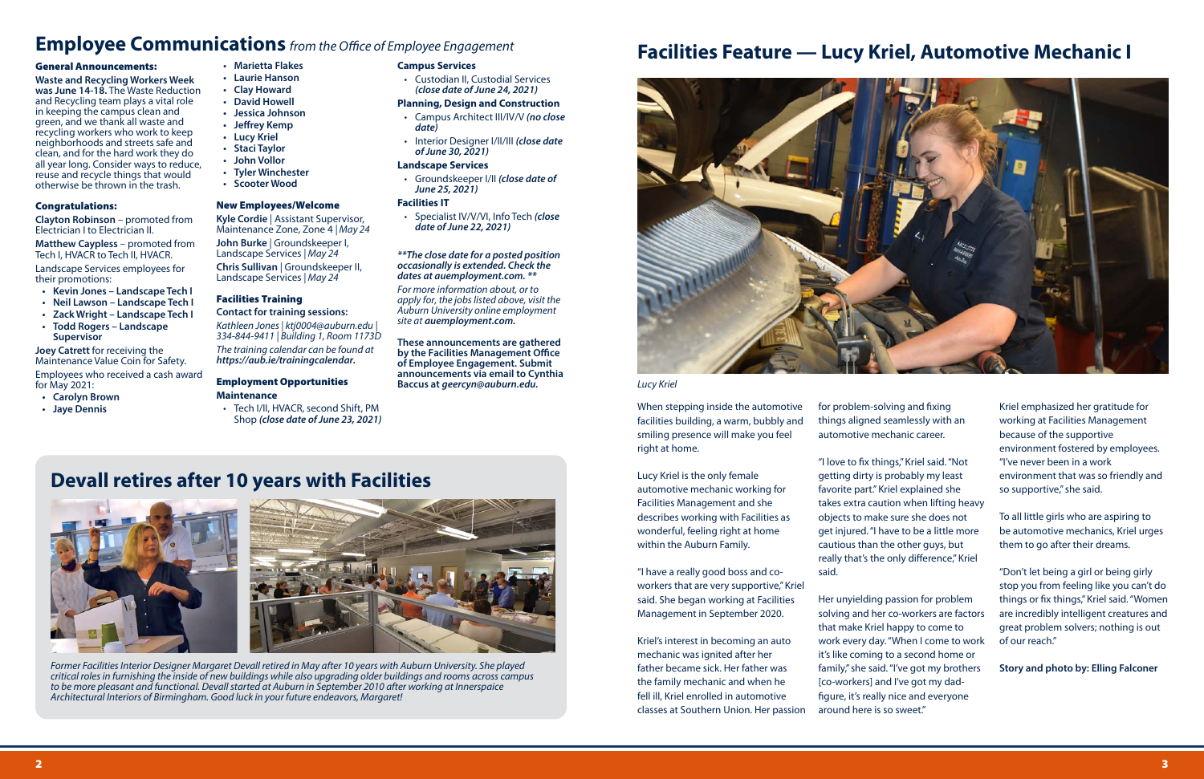# Employee Communications *from the Office of Employee Engagement*

### General Announcements:

**Waste and Recycling Workers Week was June 14-18.** The Waste Reduction and Recycling team plays a vital role in keeping the campus clean and green, and we thank all waste and recycling workers who work to keep neighborhoods and streets safe and clean, and for the hard work they do all year long. Consider ways to reduce, reuse and recycle things that would otherwise be thrown in the trash.

### Congratulations:

**Clayton Robinson** – promoted from Electrician I to Electrician II.

**Matthew Caypless** – promoted from Tech I, HVACR to Tech II, HVACR.

Landscape Services employees for their promotions:

- **Kevin Jones – Landscape Tech I**
- **Neil Lawson – Landscape Tech I**
- **Zack Wright – Landscape Tech I**
- **Todd Rogers – Landscape Supervisor**

**Joey Catrett** for receiving the Maintenance Value Coin for Safety.

Employees who received a cash award for May 2021:

- **Carolyn Brown**
- **Jaye Dennis**
- **Marietta Flakes**
- **Laurie Hanson**
- **Clay Howard**
- **David Howell**
- **Jessica Johnson**
- **Jeffrey Kemp**
- **Lucy Kriel**
- **Staci Taylor**
- **John Vollor**
- **Tyler Winchester**
- **Scooter Wood**

### New Employees/Welcome

**Kyle Cordie** | Assistant Supervisor, Maintenance Zone, Zone 4 | *May 24*

**John Burke** | Groundskeeper I, Landscape Services | *May 24*

**Chris Sullivan** | Groundskeeper II, Landscape Services | *May 24*

### Facilities Training

**Contact for training sessions:**

*Kathleen Jones | ktj0004@auburn.edu | 334-844-9411 | Building 1, Room 1173D*

*The training calendar can be found at **https://aub.ie/trainingcalendar.***

### Employment Opportunities

**Maintenance**

- Tech I/II, HVACR, second Shift, PM Shop ***(close date of June 23, 2021)***

**Campus Services**

- Custodian II, Custodial Services ***(close date of June 24, 2021)***

**Planning, Design and Construction**

- Campus Architect III/IV/V ***(no close date)***
- Interior Designer I/II/III ***(close date of June 30, 2021)***

**Landscape Services**

- Groundskeeper I/II ***(close date of June 25, 2021)***

**Facilities IT**

- Specialist IV/V/VI, Info Tech ***(close date of June 22, 2021)***

***\*\*The close date for a posted position occasionally is extended. Check the dates at auemployment.com. \*\****

*For more information about, or to apply for, the jobs listed above, visit the Auburn University online employment site at **auemployment.com.***

**These announcements are gathered by the Facilities Management Office of Employee Engagement. Submit announcements via email to Cynthia Baccus at *geercyn@auburn.edu.***

## Devall retires after 10 years with Facilities

*Former Facilities Interior Designer Margaret Devall retired in May after 10 years with Auburn University. She played critical roles in furnishing the inside of new buildings while also upgrading older buildings and rooms across campus to be more pleasant and functional. Devall started at Auburn in September 2010 after working at Innerspaice Architectural Interiors of Birmingham. Good luck in your future endeavors, Margaret!*

# Facilities Feature — Lucy Kriel, Automotive Mechanic I

*Lucy Kriel*

When stepping inside the automotive facilities building, a warm, bubbly and smiling presence will make you feel right at home.

Lucy Kriel is the only female automotive mechanic working for Facilities Management and she describes working with Facilities as wonderful, feeling right at home within the Auburn Family.

"I have a really good boss and co-workers that are very supportive," Kriel said. She began working at Facilities Management in September 2020.

Kriel's interest in becoming an auto mechanic was ignited after her father became sick. Her father was the family mechanic and when he fell ill, Kriel enrolled in automotive classes at Southern Union. Her passion for problem-solving and fixing things aligned seamlessly with an automotive mechanic career.

"I love to fix things," Kriel said. "Not getting dirty is probably my least favorite part." Kriel explained she takes extra caution when lifting heavy objects to make sure she does not get injured. "I have to be a little more cautious than the other guys, but really that's the only difference," Kriel said.

Her unyielding passion for problem solving and her co-workers are factors that make Kriel happy to come to work every day. "When I come to work it's like coming to a second home or family," she said. "I've got my brothers [co-workers] and I've got my dad-figure, it's really nice and everyone around here is so sweet."

Kriel emphasized her gratitude for working at Facilities Management because of the supportive environment fostered by employees. "I've never been in a work environment that was so friendly and so supportive," she said.

To all little girls who are aspiring to be automotive mechanics, Kriel urges them to go after their dreams.

"Don't let being a girl or being girly stop you from feeling like you can't do things or fix things," Kriel said. "Women are incredibly intelligent creatures and great problem solvers; nothing is out of our reach."

**Story and photo by: Elling Falconer**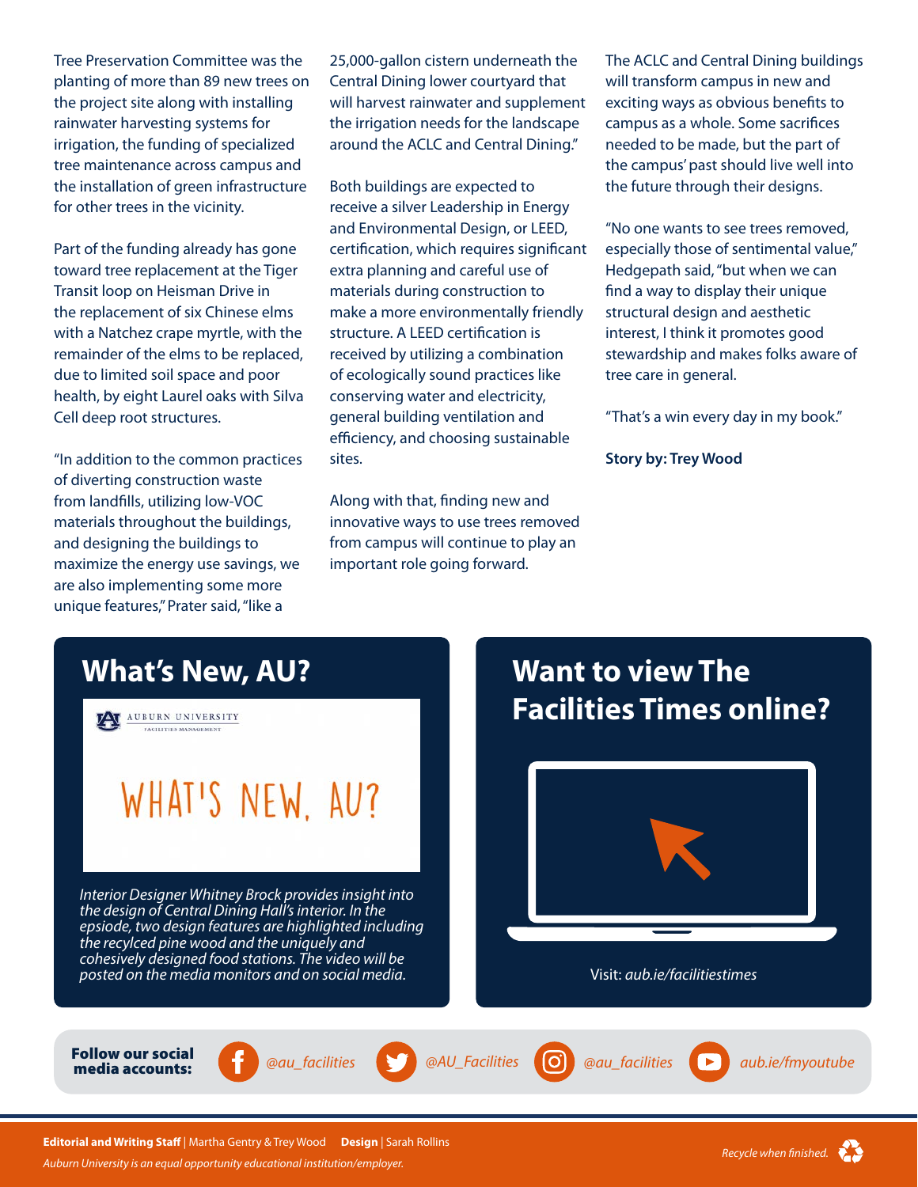Tree Preservation Committee was the planting of more than 89 new trees on the project site along with installing rainwater harvesting systems for irrigation, the funding of specialized tree maintenance across campus and the installation of green infrastructure for other trees in the vicinity.

Part of the funding already has gone toward tree replacement at the Tiger Transit loop on Heisman Drive in the replacement of six Chinese elms with a Natchez crape myrtle, with the remainder of the elms to be replaced, due to limited soil space and poor health, by eight Laurel oaks with Silva Cell deep root structures.

"In addition to the common practices of diverting construction waste from landfills, utilizing low-VOC materials throughout the buildings, and designing the buildings to maximize the energy use savings, we are also implementing some more unique features," Prater said, "like a 25,000-gallon cistern underneath the Central Dining lower courtyard that will harvest rainwater and supplement the irrigation needs for the landscape around the ACLC and Central Dining."

Both buildings are expected to receive a silver Leadership in Energy and Environmental Design, or LEED, certification, which requires significant extra planning and careful use of materials during construction to make a more environmentally friendly structure. A LEED certification is received by utilizing a combination of ecologically sound practices like conserving water and electricity, general building ventilation and efficiency, and choosing sustainable sites.

Along with that, finding new and innovative ways to use trees removed from campus will continue to play an important role going forward.

The ACLC and Central Dining buildings will transform campus in new and exciting ways as obvious benefits to campus as a whole. Some sacrifices needed to be made, but the part of the campus' past should live well into the future through their designs.

"No one wants to see trees removed, especially those of sentimental value," Hedgepath said, "but when we can find a way to display their unique structural design and aesthetic interest, I think it promotes good stewardship and makes folks aware of tree care in general.

"That's a win every day in my book."

**Story by: Trey Wood**

## What's New, AU?

AUBURN UNIVERSITY FACILITIES MANAGEMENT

WHAT'S NEW, AU?

*Interior Designer Whitney Brock provides insight into the design of Central Dining Hall's interior. In the epsiode, two design features are highlighted including the recylced pine wood and the uniquely and cohesively designed food stations. The video will be posted on the media monitors and on social media.*

## Want to view The Facilities Times online?

Visit: *aub.ie/facilitiestimes*

**Follow our social media accounts:** *@au_facilities* *@AU_Facilities* *@au_facilities* *aub.ie/fmyoutube*

**Editorial and Writing Staff** | Martha Gentry & Trey Wood **Design** | Sarah Rollins

*Auburn University is an equal opportunity educational institution/employer.*

*Recycle when finished.*